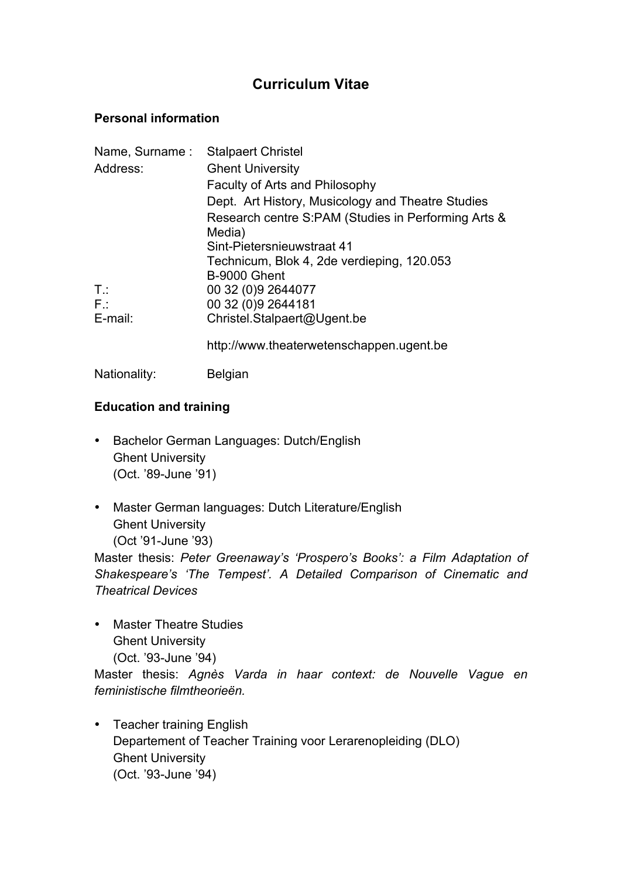# Curriculum Vitae

## Personal information

| | |
|---|---|
| Name, Surname : | Stalpaert Christel |
| Address: | Ghent University<br>Faculty of Arts and Philosophy<br>Dept. Art History, Musicology and Theatre Studies<br>Research centre S:PAM (Studies in Performing Arts & Media)<br>Sint-Pietersnieuwstraat 41<br>Technicum, Blok 4, 2de verdieping, 120.053<br>B-9000 Ghent |
| T.: | 00 32 (0)9 2644077 |
| F.: | 00 32 (0)9 2644181 |
| E-mail: | Christel.Stalpaert@Ugent.be<br><br>http://www.theaterwetenschappen.ugent.be |
| Nationality: | Belgian |

## Education and training

- Bachelor German Languages: Dutch/English
  Ghent University
  (Oct. '89-June '91)

- Master German languages: Dutch Literature/English
  Ghent University
  (Oct '91-June '93)

Master thesis: *Peter Greenaway's 'Prospero's Books': a Film Adaptation of Shakespeare's 'The Tempest'. A Detailed Comparison of Cinematic and Theatrical Devices*

- Master Theatre Studies
  Ghent University
  (Oct. '93-June '94)

Master thesis: *Agnès Varda in haar context: de Nouvelle Vague en feministische filmtheorieën.*

- Teacher training English
  Departement of Teacher Training voor Lerarenopleiding (DLO)
  Ghent University
  (Oct. '93-June '94)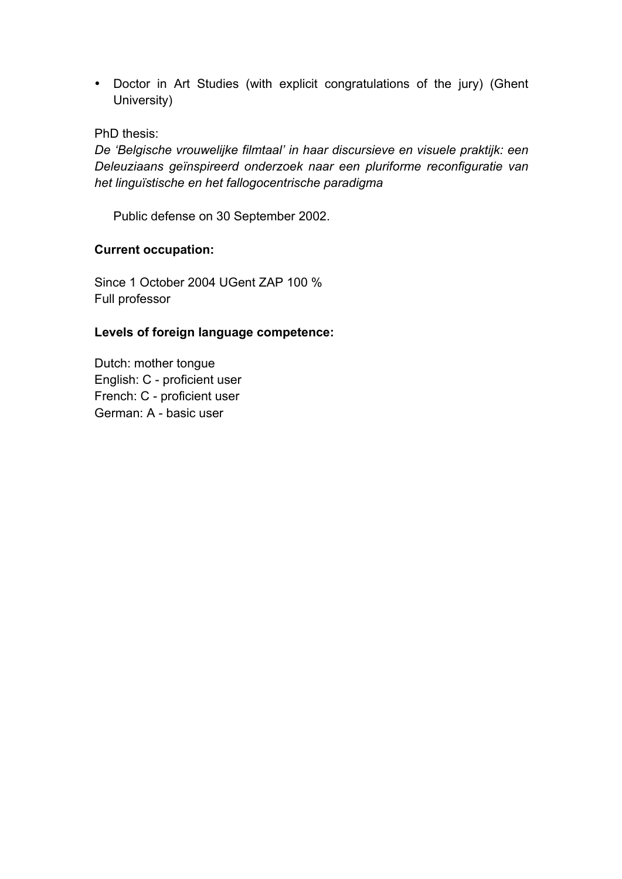- Doctor in Art Studies (with explicit congratulations of the jury) (Ghent University)

PhD thesis:

*De 'Belgische vrouwelijke filmtaal' in haar discursieve en visuele praktijk: een Deleuziaans geïnspireerd onderzoek naar een pluriforme reconfiguratie van het linguïstische en het fallogocentrische paradigma*

Public defense on 30 September 2002.

**Current occupation:**

Since 1 October 2004 UGent ZAP 100 %
Full professor

**Levels of foreign language competence:**

Dutch: mother tongue
English: C - proficient user
French: C - proficient user
German: A - basic user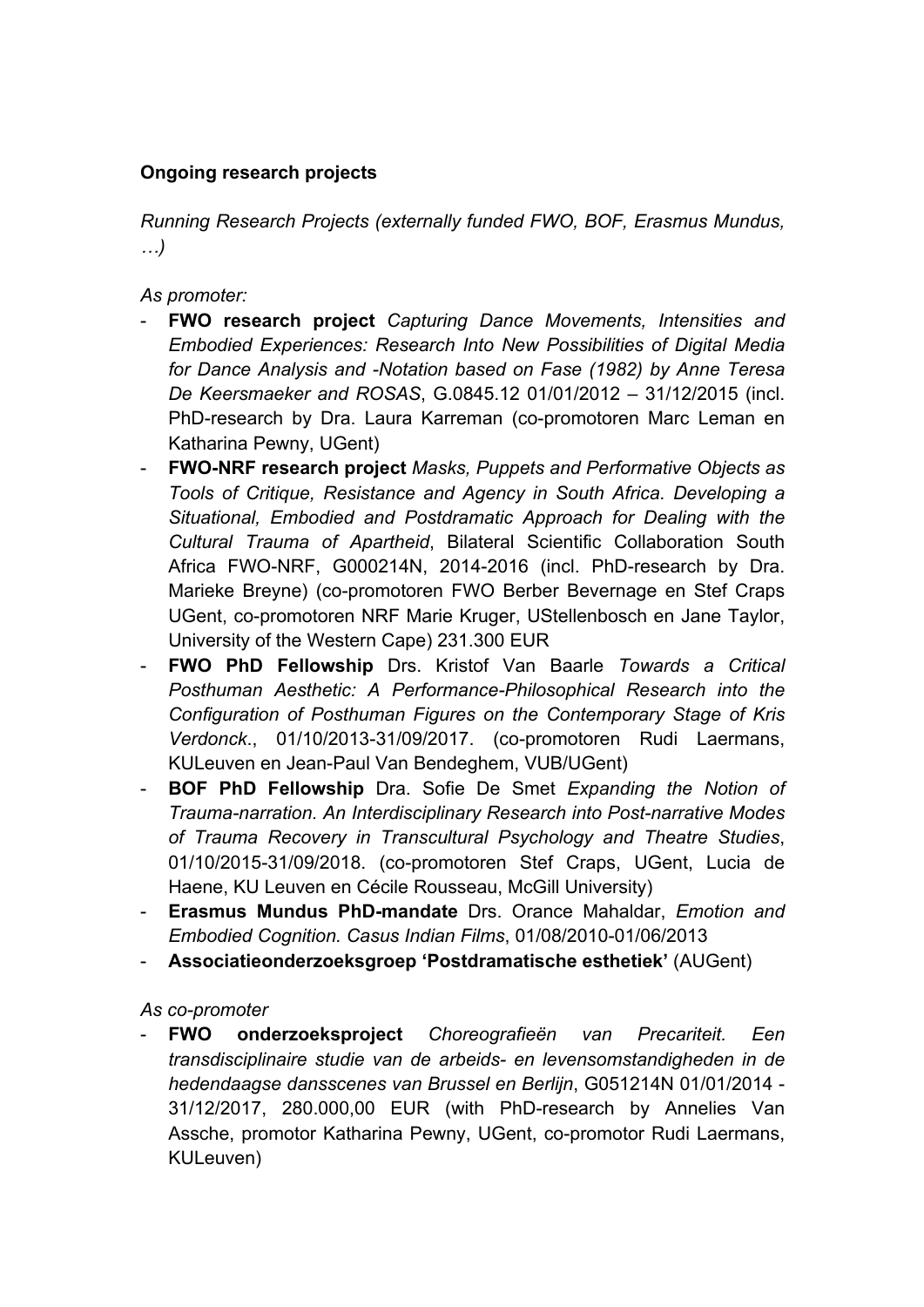**Ongoing research projects**

*Running Research Projects (externally funded FWO, BOF, Erasmus Mundus, …)*

*As promoter:*

- **FWO research project** *Capturing Dance Movements, Intensities and Embodied Experiences: Research Into New Possibilities of Digital Media for Dance Analysis and -Notation based on Fase (1982) by Anne Teresa De Keersmaeker and ROSAS*, G.0845.12 01/01/2012 – 31/12/2015 (incl. PhD-research by Dra. Laura Karreman (co-promotoren Marc Leman en Katharina Pewny, UGent)
- **FWO-NRF research project** *Masks, Puppets and Performative Objects as Tools of Critique, Resistance and Agency in South Africa. Developing a Situational, Embodied and Postdramatic Approach for Dealing with the Cultural Trauma of Apartheid*, Bilateral Scientific Collaboration South Africa FWO-NRF, G000214N, 2014-2016 (incl. PhD-research by Dra. Marieke Breyne) (co-promotoren FWO Berber Bevernage en Stef Craps UGent, co-promotoren NRF Marie Kruger, UStellenbosch en Jane Taylor, University of the Western Cape) 231.300 EUR
- **FWO PhD Fellowship** Drs. Kristof Van Baarle *Towards a Critical Posthuman Aesthetic: A Performance-Philosophical Research into the Configuration of Posthuman Figures on the Contemporary Stage of Kris Verdonck*., 01/10/2013-31/09/2017. (co-promotoren Rudi Laermans, KULeuven en Jean-Paul Van Bendeghem, VUB/UGent)
- **BOF PhD Fellowship** Dra. Sofie De Smet *Expanding the Notion of Trauma-narration. An Interdisciplinary Research into Post-narrative Modes of Trauma Recovery in Transcultural Psychology and Theatre Studies*, 01/10/2015-31/09/2018. (co-promotoren Stef Craps, UGent, Lucia de Haene, KU Leuven en Cécile Rousseau, McGill University)
- **Erasmus Mundus PhD-mandate** Drs. Orance Mahaldar, *Emotion and Embodied Cognition. Casus Indian Films*, 01/08/2010-01/06/2013
- **Associatieonderzoeksgroep 'Postdramatische esthetiek'** (AUGent)

*As co-promoter*

- **FWO onderzoeksproject** *Choreografieën van Precariteit. Een transdisciplinaire studie van de arbeids- en levensomstandigheden in de hedendaagse dansscenes van Brussel en Berlijn*, G051214N 01/01/2014 - 31/12/2017, 280.000,00 EUR (with PhD-research by Annelies Van Assche, promotor Katharina Pewny, UGent, co-promotor Rudi Laermans, KULeuven)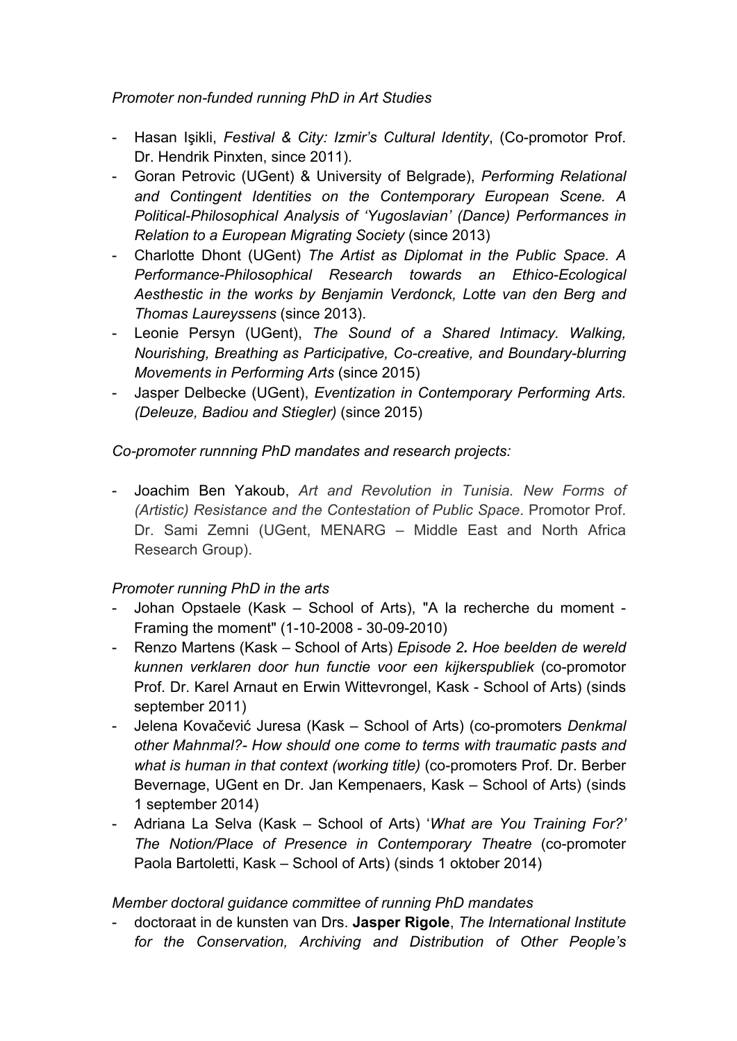*Promoter non-funded running PhD in Art Studies*

- Hasan Işikli, *Festival & City: Izmir's Cultural Identity*, (Co-promotor Prof. Dr. Hendrik Pinxten, since 2011).
- Goran Petrovic (UGent) & University of Belgrade), *Performing Relational and Contingent Identities on the Contemporary European Scene. A Political-Philosophical Analysis of 'Yugoslavian' (Dance) Performances in Relation to a European Migrating Society* (since 2013)
- Charlotte Dhont (UGent) *The Artist as Diplomat in the Public Space. A Performance-Philosophical Research towards an Ethico-Ecological Aesthestic in the works by Benjamin Verdonck, Lotte van den Berg and Thomas Laureyssens* (since 2013).
- Leonie Persyn (UGent), *The Sound of a Shared Intimacy. Walking, Nourishing, Breathing as Participative, Co-creative, and Boundary-blurring Movements in Performing Arts* (since 2015)
- Jasper Delbecke (UGent), *Eventization in Contemporary Performing Arts. (Deleuze, Badiou and Stiegler)* (since 2015)

*Co-promoter runnning PhD mandates and research projects:*

- Joachim Ben Yakoub, *Art and Revolution in Tunisia. New Forms of (Artistic) Resistance and the Contestation of Public Space*. Promotor Prof. Dr. Sami Zemni (UGent, MENARG – Middle East and North Africa Research Group).

*Promoter running PhD in the arts*

- Johan Opstaele (Kask – School of Arts), "A la recherche du moment - Framing the moment" (1-10-2008 - 30-09-2010)
- Renzo Martens (Kask – School of Arts) *Episode 2. Hoe beelden de wereld kunnen verklaren door hun functie voor een kijkerspubliek* (co-promotor Prof. Dr. Karel Arnaut en Erwin Wittevrongel, Kask - School of Arts) (sinds september 2011)
- Jelena Kovačević Juresa (Kask – School of Arts) (co-promoters *Denkmal other Mahnmal?- How should one come to terms with traumatic pasts and what is human in that context (working title)* (co-promoters Prof. Dr. Berber Bevernage, UGent en Dr. Jan Kempenaers, Kask – School of Arts) (sinds 1 september 2014)
- Adriana La Selva (Kask – School of Arts) '*What are You Training For?' The Notion/Place of Presence in Contemporary Theatre* (co-promoter Paola Bartoletti, Kask – School of Arts) (sinds 1 oktober 2014)

*Member doctoral guidance committee of running PhD mandates*

- doctoraat in de kunsten van Drs. **Jasper Rigole**, *The International Institute for the Conservation, Archiving and Distribution of Other People's*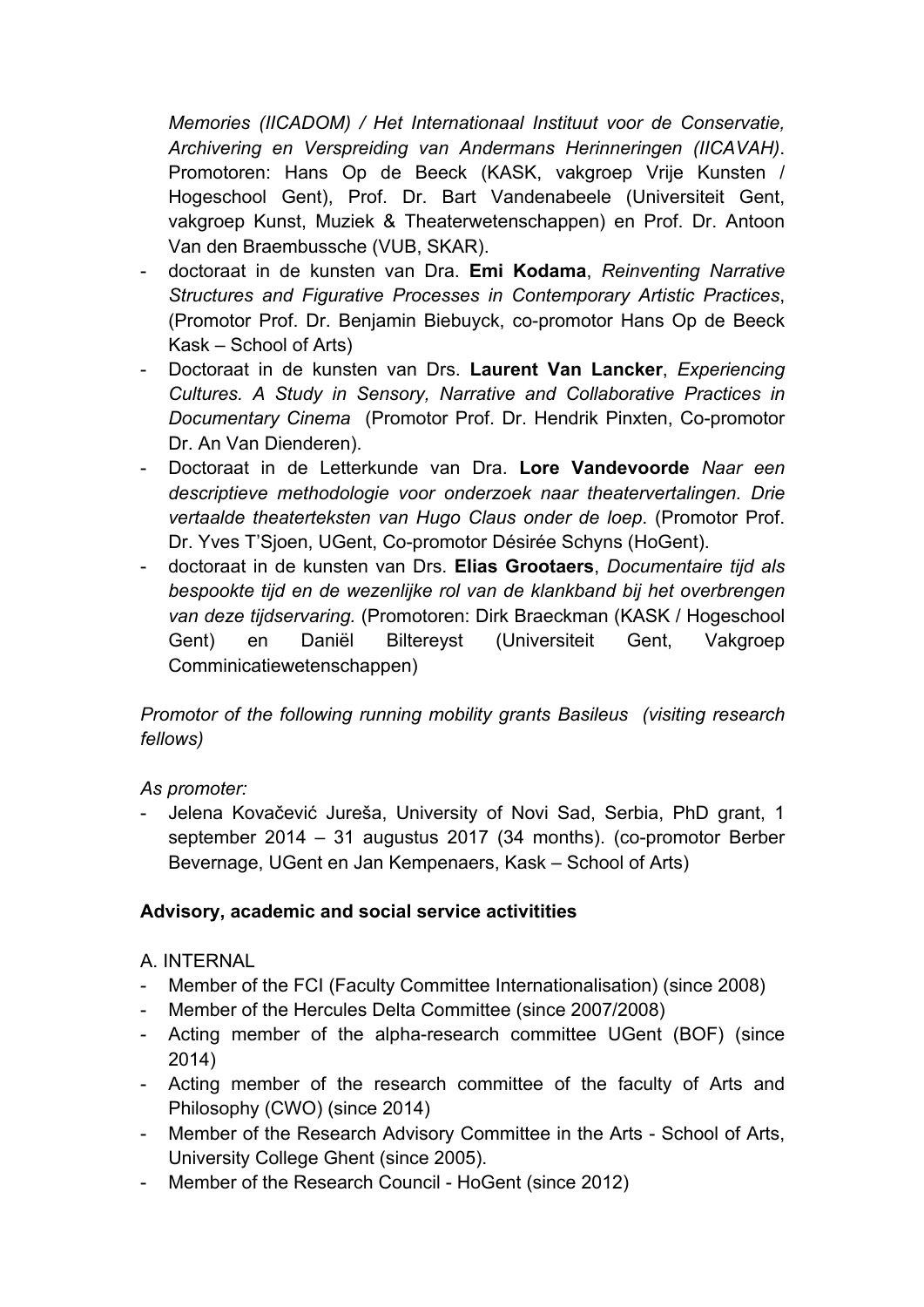*Memories (IICADOM) / Het Internationaal Instituut voor de Conservatie, Archivering en Verspreiding van Andermans Herinneringen (IICAVAH)*. Promotoren: Hans Op de Beeck (KASK, vakgroep Vrije Kunsten / Hogeschool Gent), Prof. Dr. Bart Vandenabeele (Universiteit Gent, vakgroep Kunst, Muziek & Theaterwetenschappen) en Prof. Dr. Antoon Van den Braembussche (VUB, SKAR).

- doctoraat in de kunsten van Dra. **Emi Kodama**, *Reinventing Narrative Structures and Figurative Processes in Contemporary Artistic Practices*, (Promotor Prof. Dr. Benjamin Biebuyck, co-promotor Hans Op de Beeck Kask – School of Arts)
- Doctoraat in de kunsten van Drs. **Laurent Van Lancker**, *Experiencing Cultures. A Study in Sensory, Narrative and Collaborative Practices in Documentary Cinema* (Promotor Prof. Dr. Hendrik Pinxten, Co-promotor Dr. An Van Dienderen).
- Doctoraat in de Letterkunde van Dra. **Lore Vandevoorde** *Naar een descriptieve methodologie voor onderzoek naar theatervertalingen. Drie vertaalde theaterteksten van Hugo Claus onder de loep*. (Promotor Prof. Dr. Yves T'Sjoen, UGent, Co-promotor Désirée Schyns (HoGent).
- doctoraat in de kunsten van Drs. **Elias Grootaers**, *Documentaire tijd als bespookte tijd en de wezenlijke rol van de klankband bij het overbrengen van deze tijdservaring.* (Promotoren: Dirk Braeckman (KASK / Hogeschool Gent) en Daniël Biltereyst (Universiteit Gent, Vakgroep Comminicatiewetenschappen)

*Promotor of the following running mobility grants Basileus (visiting research fellows)*

*As promoter:*

- Jelena Kovačević Jureša, University of Novi Sad, Serbia, PhD grant, 1 september 2014 – 31 augustus 2017 (34 months). (co-promotor Berber Bevernage, UGent en Jan Kempenaers, Kask – School of Arts)

**Advisory, academic and social service activitities**

A. INTERNAL

- Member of the FCI (Faculty Committee Internationalisation) (since 2008)
- Member of the Hercules Delta Committee (since 2007/2008)
- Acting member of the alpha-research committee UGent (BOF) (since 2014)
- Acting member of the research committee of the faculty of Arts and Philosophy (CWO) (since 2014)
- Member of the Research Advisory Committee in the Arts - School of Arts, University College Ghent (since 2005).
- Member of the Research Council - HoGent (since 2012)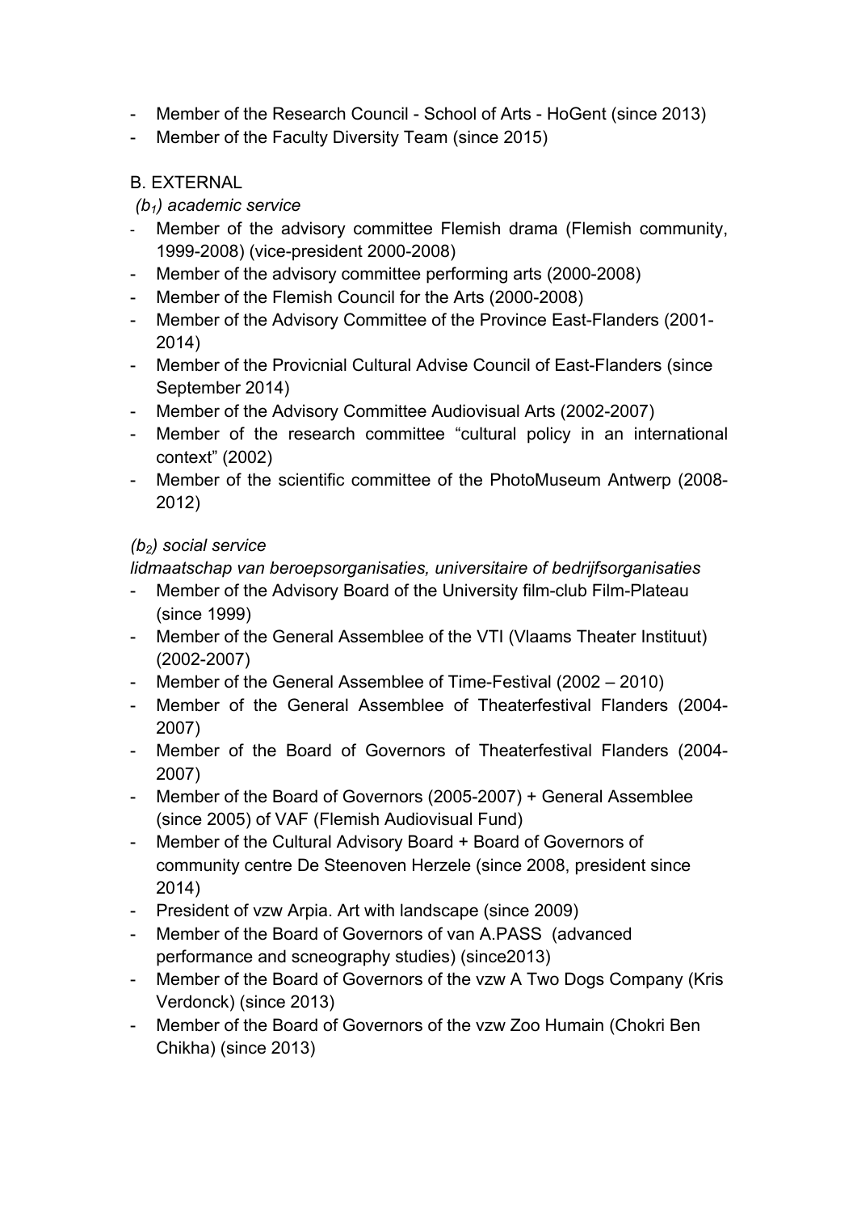- Member of the Research Council - School of Arts - HoGent (since 2013)
- Member of the Faculty Diversity Team (since 2015)

B. EXTERNAL

*($b_1$) academic service*

- Member of the advisory committee Flemish drama (Flemish community, 1999-2008) (vice-president 2000-2008)
- Member of the advisory committee performing arts (2000-2008)
- Member of the Flemish Council for the Arts (2000-2008)
- Member of the Advisory Committee of the Province East-Flanders (2001-2014)
- Member of the Provicnial Cultural Advise Council of East-Flanders (since September 2014)
- Member of the Advisory Committee Audiovisual Arts (2002-2007)
- Member of the research committee “cultural policy in an international context” (2002)
- Member of the scientific committee of the PhotoMuseum Antwerp (2008-2012)

*($b_2$) social service*

*lidmaatschap van beroepsorganisaties, universitaire of bedrijfsorganisaties*

- Member of the Advisory Board of the University film-club Film-Plateau (since 1999)
- Member of the General Assemblee of the VTI (Vlaams Theater Instituut) (2002-2007)
- Member of the General Assemblee of Time-Festival (2002 – 2010)
- Member of the General Assemblee of Theaterfestival Flanders (2004-2007)
- Member of the Board of Governors of Theaterfestival Flanders (2004-2007)
- Member of the Board of Governors (2005-2007) + General Assemblee (since 2005) of VAF (Flemish Audiovisual Fund)
- Member of the Cultural Advisory Board + Board of Governors of community centre De Steenoven Herzele (since 2008, president since 2014)
- President of vzw Arpia. Art with landscape (since 2009)
- Member of the Board of Governors of van A.PASS (advanced performance and scneography studies) (since2013)
- Member of the Board of Governors of the vzw A Two Dogs Company (Kris Verdonck) (since 2013)
- Member of the Board of Governors of the vzw Zoo Humain (Chokri Ben Chikha) (since 2013)